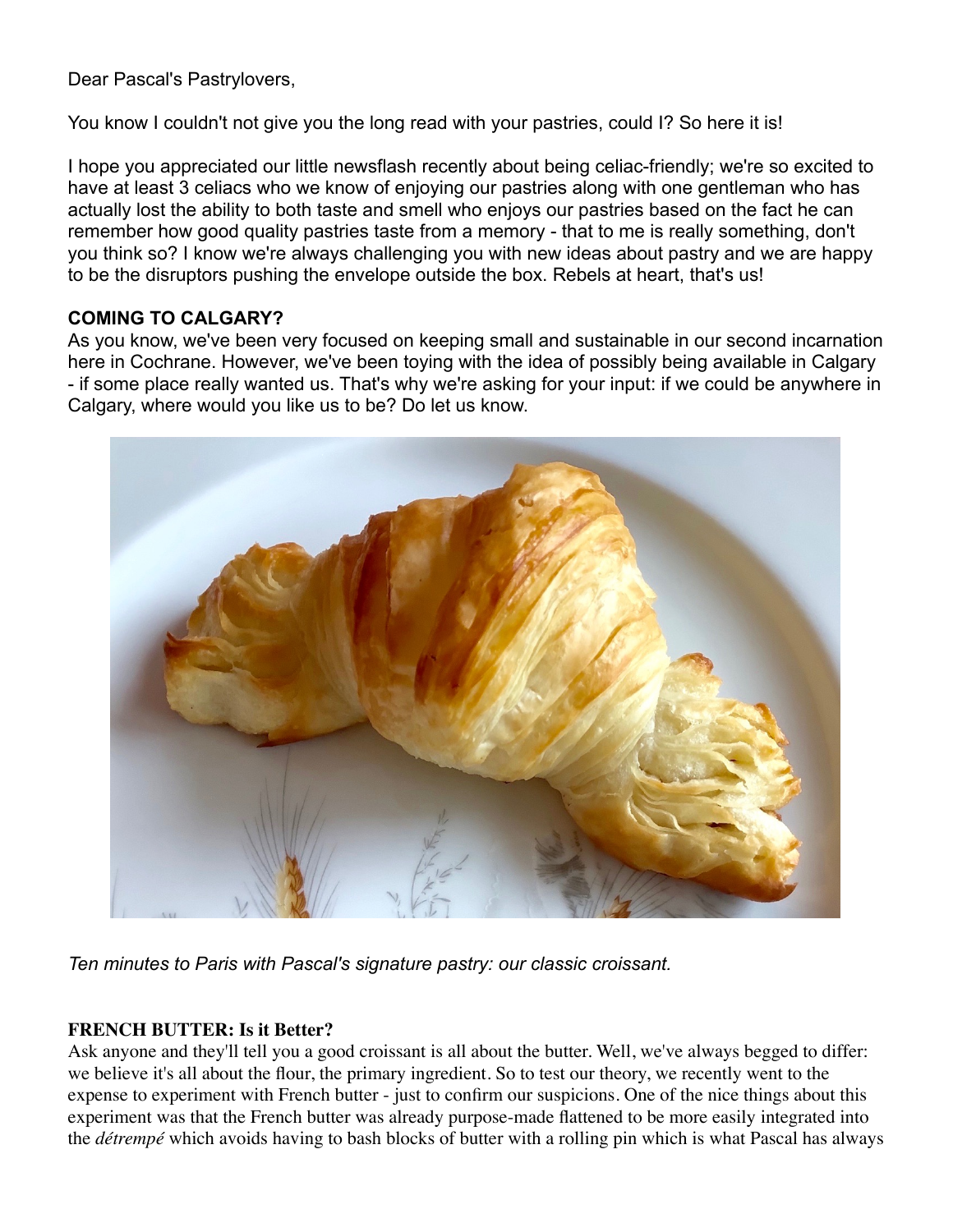Dear Pascal's Pastrylovers,

You know I couldn't not give you the long read with your pastries, could I? So here it is!

I hope you appreciated our little newsflash recently about being celiac-friendly; we're so excited to have at least 3 celiacs who we know of enjoying our pastries along with one gentleman who has actually lost the ability to both taste and smell who enjoys our pastries based on the fact he can remember how good quality pastries taste from a memory - that to me is really something, don't you think so? I know we're always challenging you with new ideas about pastry and we are happy to be the disruptors pushing the envelope outside the box. Rebels at heart, that's us!

**COMING TO CALGARY?**

As you know, we've been very focused on keeping small and sustainable in our second incarnation here in Cochrane. However, we've been toying with the idea of possibly being available in Calgary - if some place really wanted us. That's why we're asking for your input: if we could be anywhere in Calgary, where would you like us to be? Do let us know.

*Ten minutes to Paris with Pascal's signature pastry: our classic croissant.*

**FRENCH BUTTER: Is it Better?**

Ask anyone and they'll tell you a good croissant is all about the butter. Well, we've always begged to differ: we believe it's all about the flour, the primary ingredient. So to test our theory, we recently went to the expense to experiment with French butter - just to confirm our suspicions. One of the nice things about this experiment was that the French butter was already purpose-made flattened to be more easily integrated into the *détrempé* which avoids having to bash blocks of butter with a rolling pin which is what Pascal has always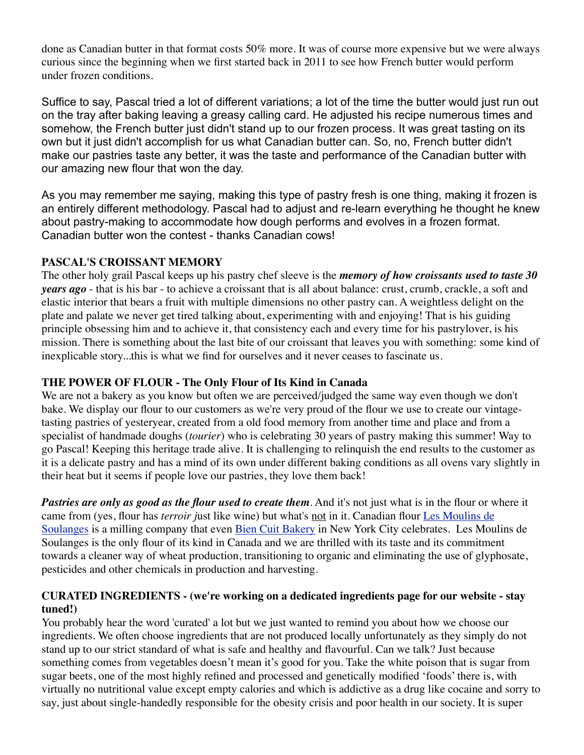done as Canadian butter in that format costs 50% more. It was of course more expensive but we were always curious since the beginning when we first started back in 2011 to see how French butter would perform under frozen conditions.

Suffice to say, Pascal tried a lot of different variations; a lot of the time the butter would just run out on the tray after baking leaving a greasy calling card. He adjusted his recipe numerous times and somehow, the French butter just didn't stand up to our frozen process. It was great tasting on its own but it just didn't accomplish for us what Canadian butter can. So, no, French butter didn't make our pastries taste any better, it was the taste and performance of the Canadian butter with our amazing new flour that won the day.

As you may remember me saying, making this type of pastry fresh is one thing, making it frozen is an entirely different methodology. Pascal had to adjust and re-learn everything he thought he knew about pastry-making to accommodate how dough performs and evolves in a frozen format. Canadian butter won the contest - thanks Canadian cows!

**PASCAL'S CROISSANT MEMORY**

The other holy grail Pascal keeps up his pastry chef sleeve is the ***memory of how croissants used to taste 30 years ago*** - that is his bar - to achieve a croissant that is all about balance: crust, crumb, crackle, a soft and elastic interior that bears a fruit with multiple dimensions no other pastry can. A weightless delight on the plate and palate we never get tired talking about, experimenting with and enjoying! That is his guiding principle obsessing him and to achieve it, that consistency each and every time for his pastrylover, is his mission. There is something about the last bite of our croissant that leaves you with something: some kind of inexplicable story...this is what we find for ourselves and it never ceases to fascinate us.

**THE POWER OF FLOUR - The Only Flour of Its Kind in Canada**

We are not a bakery as you know but often we are perceived/judged the same way even though we don't bake. We display our flour to our customers as we're very proud of the flour we use to create our vintage-tasting pastries of yesteryear, created from a old food memory from another time and place and from a specialist of handmade doughs (*tourier*) who is celebrating 30 years of pastry making this summer! Way to go Pascal! Keeping this heritage trade alive. It is challenging to relinquish the end results to the customer as it is a delicate pastry and has a mind of its own under different baking conditions as all ovens vary slightly in their heat but it seems if people love our pastries, they love them back!

***Pastries are only as good as the flour used to create them***. And it's not just what is in the flour or where it came from (yes, flour has *terroir j*ust like wine) but what's not in it. Canadian flour Les Moulins de Soulanges is a milling company that even Bien Cuit Bakery in New York City celebrates. Les Moulins de Soulanges is the only flour of its kind in Canada and we are thrilled with its taste and its commitment towards a cleaner way of wheat production, transitioning to organic and eliminating the use of glyphosate, pesticides and other chemicals in production and harvesting.

**CURATED INGREDIENTS - (we're working on a dedicated ingredients page for our website - stay tuned!)**

You probably hear the word 'curated' a lot but we just wanted to remind you about how we choose our ingredients. We often choose ingredients that are not produced locally unfortunately as they simply do not stand up to our strict standard of what is safe and healthy and flavourful. Can we talk? Just because something comes from vegetables doesn't mean it's good for you. Take the white poison that is sugar from sugar beets, one of the most highly refined and processed and genetically modified 'foods' there is, with virtually no nutritional value except empty calories and which is addictive as a drug like cocaine and sorry to say, just about single-handedly responsible for the obesity crisis and poor health in our society. It is super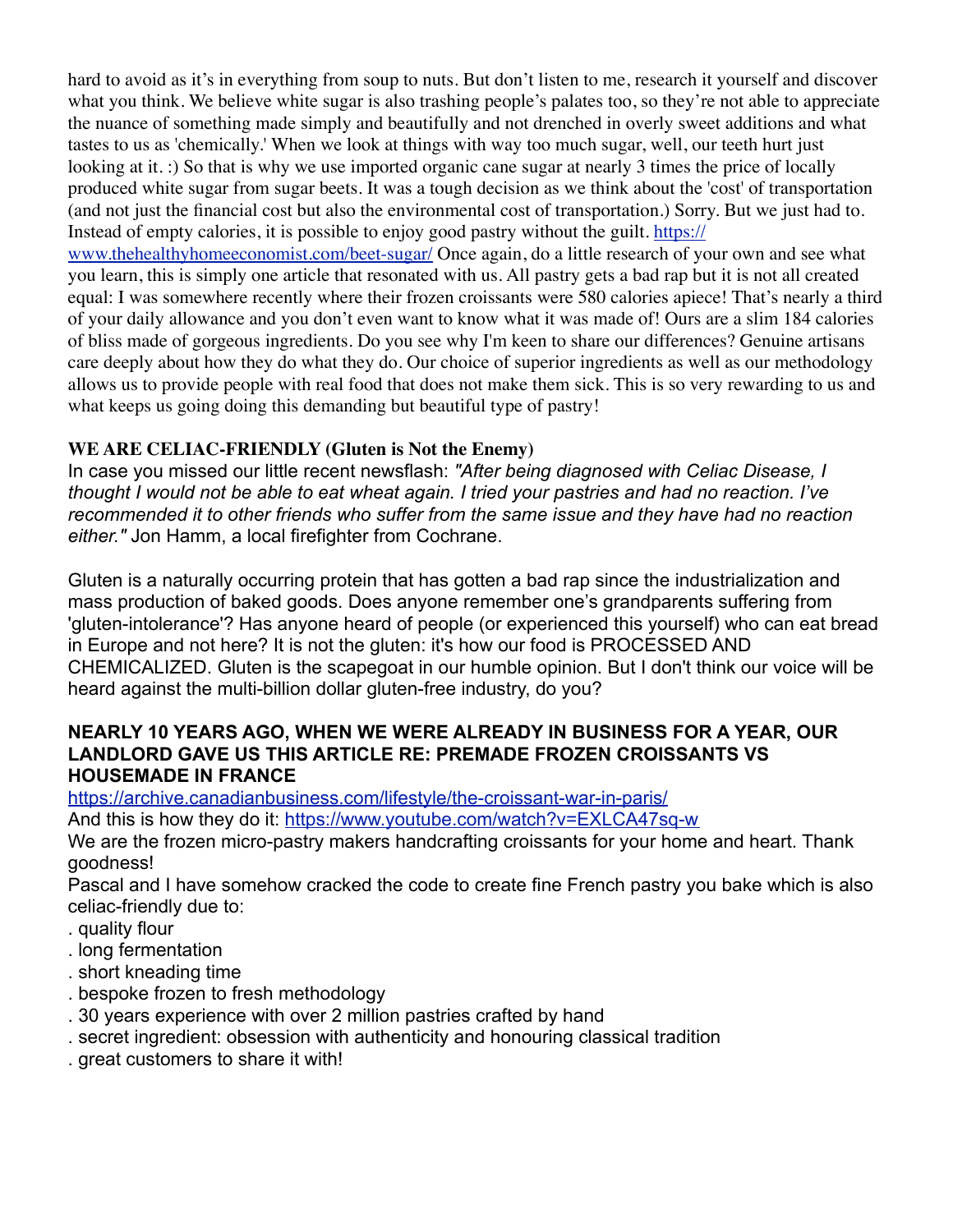hard to avoid as it's in everything from soup to nuts. But don't listen to me, research it yourself and discover what you think. We believe white sugar is also trashing people's palates too, so they're not able to appreciate the nuance of something made simply and beautifully and not drenched in overly sweet additions and what tastes to us as 'chemically.' When we look at things with way too much sugar, well, our teeth hurt just looking at it. :) So that is why we use imported organic cane sugar at nearly 3 times the price of locally produced white sugar from sugar beets. It was a tough decision as we think about the 'cost' of transportation (and not just the financial cost but also the environmental cost of transportation.) Sorry. But we just had to. Instead of empty calories, it is possible to enjoy good pastry without the guilt. [https://www.thehealthyhomeeconomist.com/beet-sugar/](https://www.thehealthyhomeeconomist.com/beet-sugar/) Once again, do a little research of your own and see what you learn, this is simply one article that resonated with us. All pastry gets a bad rap but it is not all created equal: I was somewhere recently where their frozen croissants were 580 calories apiece! That's nearly a third of your daily allowance and you don't even want to know what it was made of! Ours are a slim 184 calories of bliss made of gorgeous ingredients. Do you see why I'm keen to share our differences? Genuine artisans care deeply about how they do what they do. Our choice of superior ingredients as well as our methodology allows us to provide people with real food that does not make them sick. This is so very rewarding to us and what keeps us going doing this demanding but beautiful type of pastry!

**WE ARE CELIAC-FRIENDLY (Gluten is Not the Enemy)**

In case you missed our little recent newsflash: *"After being diagnosed with Celiac Disease, I thought I would not be able to eat wheat again. I tried your pastries and had no reaction. I've recommended it to other friends who suffer from the same issue and they have had no reaction either."* Jon Hamm, a local firefighter from Cochrane.

Gluten is a naturally occurring protein that has gotten a bad rap since the industrialization and mass production of baked goods. Does anyone remember one's grandparents suffering from 'gluten-intolerance'? Has anyone heard of people (or experienced this yourself) who can eat bread in Europe and not here? It is not the gluten: it's how our food is PROCESSED AND CHEMICALIZED. Gluten is the scapegoat in our humble opinion. But I don't think our voice will be heard against the multi-billion dollar gluten-free industry, do you?

**NEARLY 10 YEARS AGO, WHEN WE WERE ALREADY IN BUSINESS FOR A YEAR, OUR LANDLORD GAVE US THIS ARTICLE RE: PREMADE FROZEN CROISSANTS VS HOUSEMADE IN FRANCE**

[https://archive.canadianbusiness.com/lifestyle/the-croissant-war-in-paris/](https://archive.canadianbusiness.com/lifestyle/the-croissant-war-in-paris/)

And this is how they do it: [https://www.youtube.com/watch?v=EXLCA47sq-w](https://www.youtube.com/watch?v=EXLCA47sq-w)

We are the frozen micro-pastry makers handcrafting croissants for your home and heart. Thank goodness!

Pascal and I have somehow cracked the code to create fine French pastry you bake which is also celiac-friendly due to:

. quality flour
. long fermentation
. short kneading time
. bespoke frozen to fresh methodology
. 30 years experience with over 2 million pastries crafted by hand
. secret ingredient: obsession with authenticity and honouring classical tradition
. great customers to share it with!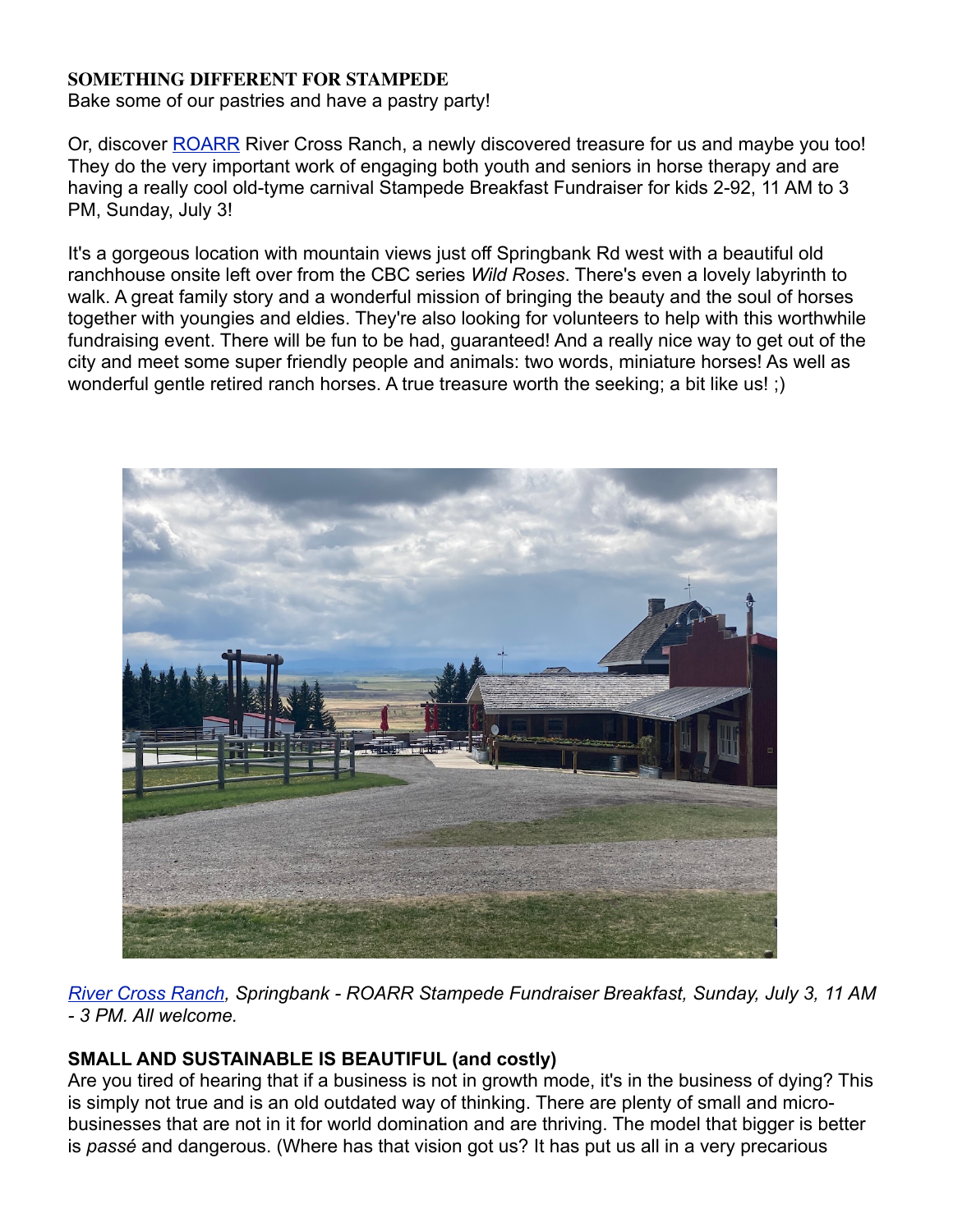**SOMETHING DIFFERENT FOR STAMPEDE**
Bake some of our pastries and have a pastry party!

Or, discover ROARR River Cross Ranch, a newly discovered treasure for us and maybe you too! They do the very important work of engaging both youth and seniors in horse therapy and are having a really cool old-tyme carnival Stampede Breakfast Fundraiser for kids 2-92, 11 AM to 3 PM, Sunday, July 3!

It's a gorgeous location with mountain views just off Springbank Rd west with a beautiful old ranchhouse onsite left over from the CBC series *Wild Roses*. There's even a lovely labyrinth to walk. A great family story and a wonderful mission of bringing the beauty and the soul of horses together with youngies and eldies. They're also looking for volunteers to help with this worthwhile fundraising event. There will be fun to be had, guaranteed! And a really nice way to get out of the city and meet some super friendly people and animals: two words, miniature horses! As well as wonderful gentle retired ranch horses. A true treasure worth the seeking; a bit like us! ;)

*River Cross Ranch, Springbank - ROARR Stampede Fundraiser Breakfast, Sunday, July 3, 11 AM - 3 PM. All welcome.*

**SMALL AND SUSTAINABLE IS BEAUTIFUL (and costly)**
Are you tired of hearing that if a business is not in growth mode, it's in the business of dying? This is simply not true and is an old outdated way of thinking. There are plenty of small and micro-businesses that are not in it for world domination and are thriving. The model that bigger is better is *passé* and dangerous. (Where has that vision got us? It has put us all in a very precarious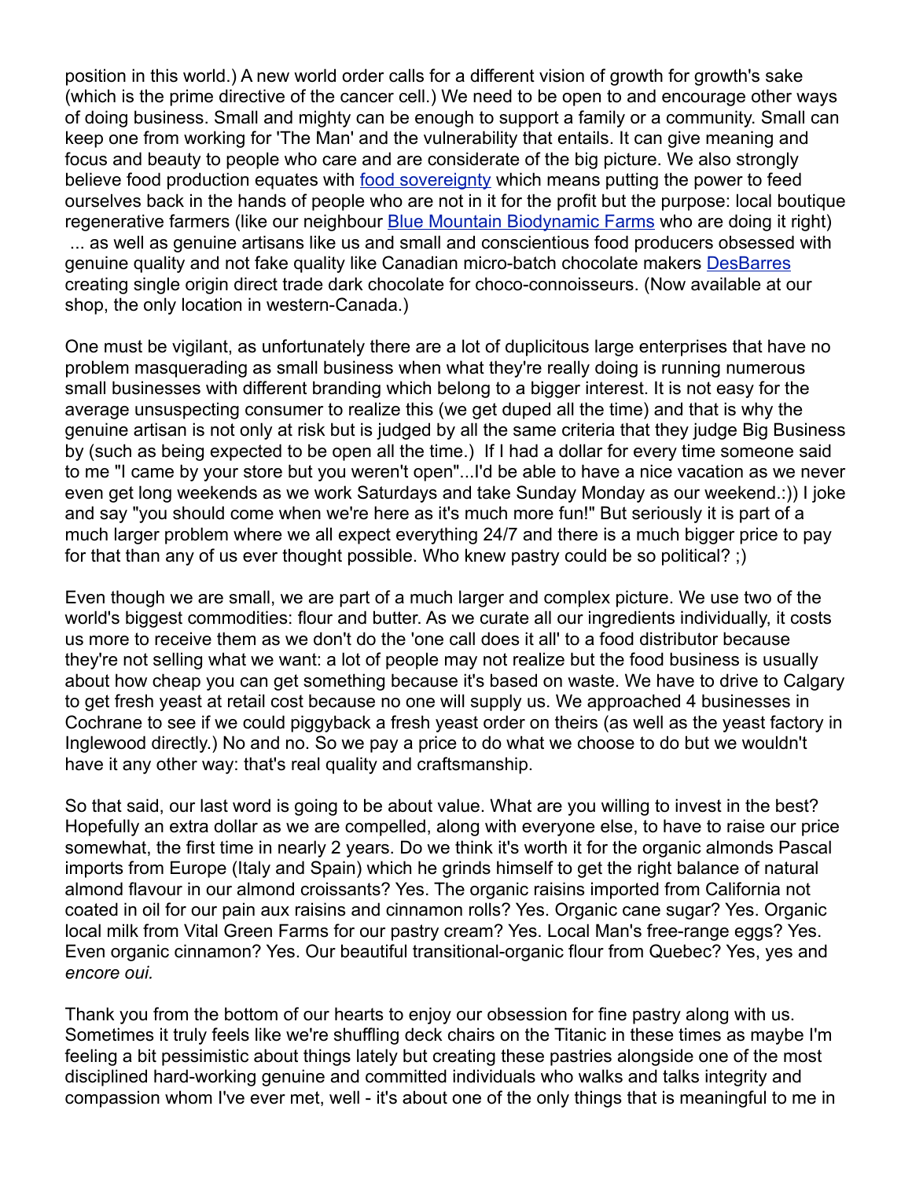position in this world.) A new world order calls for a different vision of growth for growth's sake (which is the prime directive of the cancer cell.) We need to be open to and encourage other ways of doing business. Small and mighty can be enough to support a family or a community. Small can keep one from working for 'The Man' and the vulnerability that entails. It can give meaning and focus and beauty to people who care and are considerate of the big picture. We also strongly believe food production equates with food sovereignty which means putting the power to feed ourselves back in the hands of people who are not in it for the profit but the purpose: local boutique regenerative farmers (like our neighbour Blue Mountain Biodynamic Farms who are doing it right) ... as well as genuine artisans like us and small and conscientious food producers obsessed with genuine quality and not fake quality like Canadian micro-batch chocolate makers DesBarres creating single origin direct trade dark chocolate for choco-connoisseurs. (Now available at our shop, the only location in western-Canada.)

One must be vigilant, as unfortunately there are a lot of duplicitous large enterprises that have no problem masquerading as small business when what they're really doing is running numerous small businesses with different branding which belong to a bigger interest. It is not easy for the average unsuspecting consumer to realize this (we get duped all the time) and that is why the genuine artisan is not only at risk but is judged by all the same criteria that they judge Big Business by (such as being expected to be open all the time.) If I had a dollar for every time someone said to me "I came by your store but you weren't open"...I'd be able to have a nice vacation as we never even get long weekends as we work Saturdays and take Sunday Monday as our weekend.:)) I joke and say "you should come when we're here as it's much more fun!" But seriously it is part of a much larger problem where we all expect everything 24/7 and there is a much bigger price to pay for that than any of us ever thought possible. Who knew pastry could be so political? ;)

Even though we are small, we are part of a much larger and complex picture. We use two of the world's biggest commodities: flour and butter. As we curate all our ingredients individually, it costs us more to receive them as we don't do the 'one call does it all' to a food distributor because they're not selling what we want: a lot of people may not realize but the food business is usually about how cheap you can get something because it's based on waste. We have to drive to Calgary to get fresh yeast at retail cost because no one will supply us. We approached 4 businesses in Cochrane to see if we could piggyback a fresh yeast order on theirs (as well as the yeast factory in Inglewood directly.) No and no. So we pay a price to do what we choose to do but we wouldn't have it any other way: that's real quality and craftsmanship.

So that said, our last word is going to be about value. What are you willing to invest in the best? Hopefully an extra dollar as we are compelled, along with everyone else, to have to raise our price somewhat, the first time in nearly 2 years. Do we think it's worth it for the organic almonds Pascal imports from Europe (Italy and Spain) which he grinds himself to get the right balance of natural almond flavour in our almond croissants? Yes. The organic raisins imported from California not coated in oil for our pain aux raisins and cinnamon rolls? Yes. Organic cane sugar? Yes. Organic local milk from Vital Green Farms for our pastry cream? Yes. Local Man's free-range eggs? Yes. Even organic cinnamon? Yes. Our beautiful transitional-organic flour from Quebec? Yes, yes and *encore oui.*

Thank you from the bottom of our hearts to enjoy our obsession for fine pastry along with us. Sometimes it truly feels like we're shuffling deck chairs on the Titanic in these times as maybe I'm feeling a bit pessimistic about things lately but creating these pastries alongside one of the most disciplined hard-working genuine and committed individuals who walks and talks integrity and compassion whom I've ever met, well - it's about one of the only things that is meaningful to me in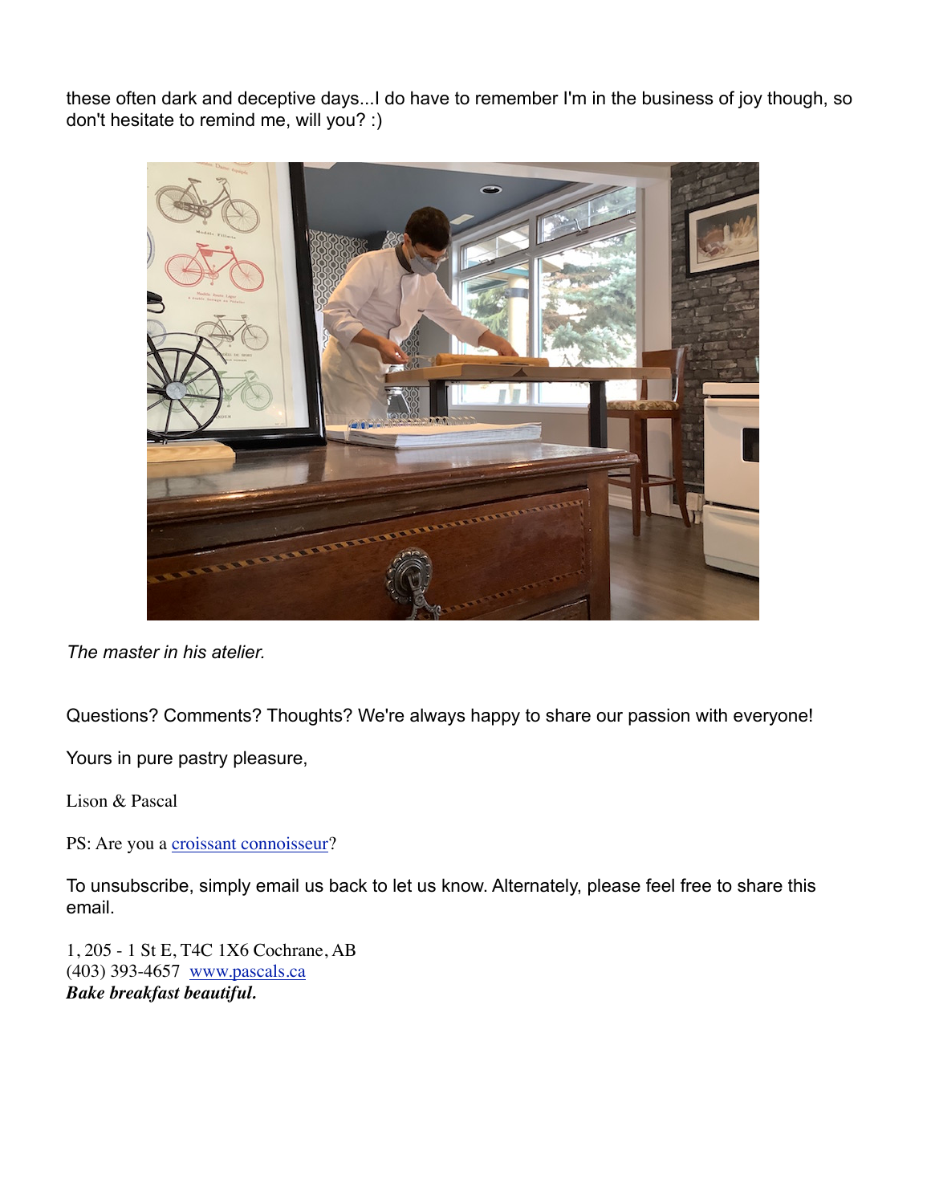these often dark and deceptive days...I do have to remember I'm in the business of joy though, so don't hesitate to remind me, will you? :)

*The master in his atelier.*

Questions? Comments? Thoughts? We're always happy to share our passion with everyone!

Yours in pure pastry pleasure,

Lison & Pascal

PS: Are you a [croissant connoisseur]?

To unsubscribe, simply email us back to let us know. Alternately, please feel free to share this email.

1, 205 - 1 St E, T4C 1X6 Cochrane, AB
(403) 393-4657 [www.pascals.ca]
***Bake breakfast beautiful.***